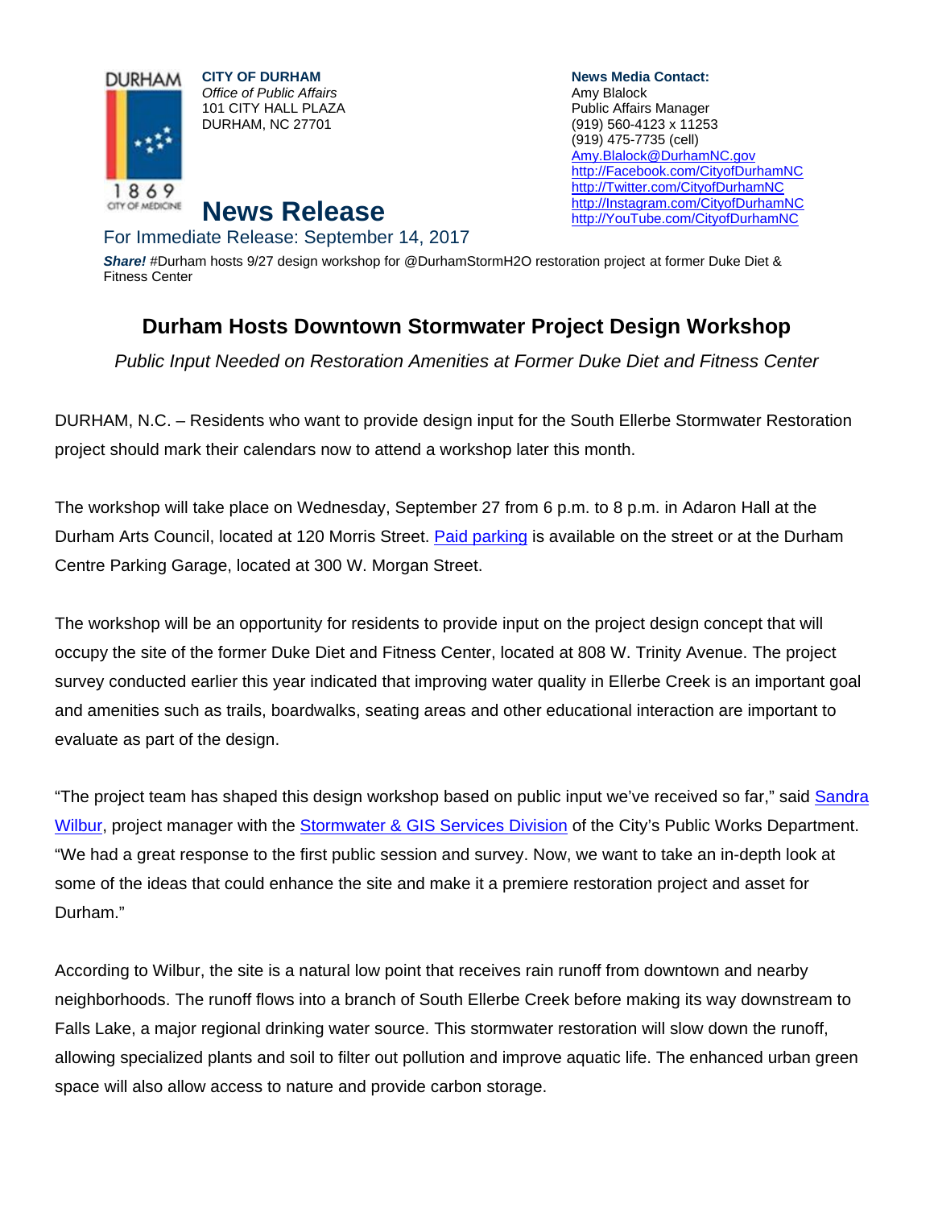DURHAM
1869
CITY OF MEDICINE

**CITY OF DURHAM**
*Office of Public Affairs*
101 CITY HALL PLAZA
DURHAM, NC 27701

**News Media Contact:**
Amy Blalock
Public Affairs Manager
(919) 560-4123 x 11253
(919) 475-7735 (cell)
Amy.Blalock@DurhamNC.gov
http://Facebook.com/CityofDurhamNC
http://Twitter.com/CityofDurhamNC
http://Instagram.com/CityofDurhamNC
http://YouTube.com/CityofDurhamNC

# News Release

For Immediate Release: September 14, 2017

***Share!*** #Durham hosts 9/27 design workshop for @DurhamStormH2O restoration project at former Duke Diet & Fitness Center

## Durham Hosts Downtown Stormwater Project Design Workshop

*Public Input Needed on Restoration Amenities at Former Duke Diet and Fitness Center*

DURHAM, N.C. – Residents who want to provide design input for the South Ellerbe Stormwater Restoration project should mark their calendars now to attend a workshop later this month.

The workshop will take place on Wednesday, September 27 from 6 p.m. to 8 p.m. in Adaron Hall at the Durham Arts Council, located at 120 Morris Street. Paid parking is available on the street or at the Durham Centre Parking Garage, located at 300 W. Morgan Street.

The workshop will be an opportunity for residents to provide input on the project design concept that will occupy the site of the former Duke Diet and Fitness Center, located at 808 W. Trinity Avenue. The project survey conducted earlier this year indicated that improving water quality in Ellerbe Creek is an important goal and amenities such as trails, boardwalks, seating areas and other educational interaction are important to evaluate as part of the design.

"The project team has shaped this design workshop based on public input we've received so far," said Sandra Wilbur, project manager with the Stormwater & GIS Services Division of the City's Public Works Department. "We had a great response to the first public session and survey. Now, we want to take an in-depth look at some of the ideas that could enhance the site and make it a premiere restoration project and asset for Durham."

According to Wilbur, the site is a natural low point that receives rain runoff from downtown and nearby neighborhoods. The runoff flows into a branch of South Ellerbe Creek before making its way downstream to Falls Lake, a major regional drinking water source. This stormwater restoration will slow down the runoff, allowing specialized plants and soil to filter out pollution and improve aquatic life. The enhanced urban green space will also allow access to nature and provide carbon storage.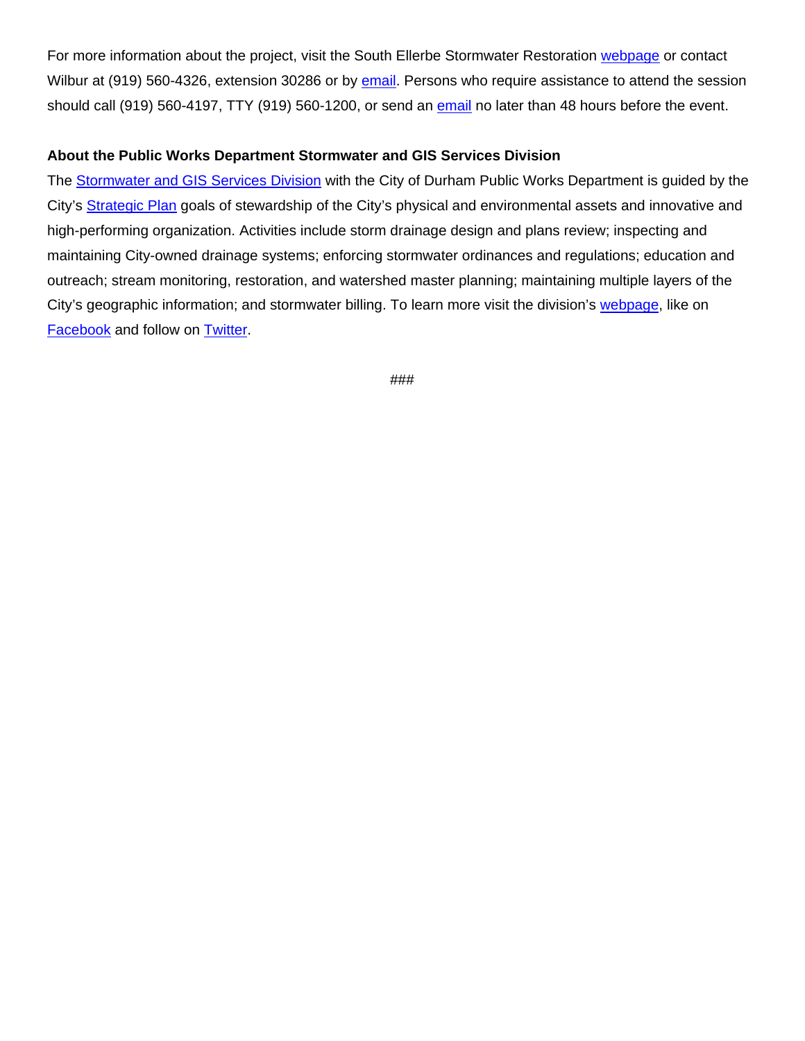For more information about the project, visit the South Ellerbe Stormwater Restoration webpage or contact Wilbur at (919) 560-4326, extension 30286 or by email. Persons who require assistance to attend the session should call (919) 560-4197, TTY (919) 560-1200, or send an email no later than 48 hours before the event.

**About the Public Works Department Stormwater and GIS Services Division**

The Stormwater and GIS Services Division with the City of Durham Public Works Department is guided by the City's Strategic Plan goals of stewardship of the City's physical and environmental assets and innovative and high-performing organization. Activities include storm drainage design and plans review; inspecting and maintaining City-owned drainage systems; enforcing stormwater ordinances and regulations; education and outreach; stream monitoring, restoration, and watershed master planning; maintaining multiple layers of the City's geographic information; and stormwater billing. To learn more visit the division's webpage, like on Facebook and follow on Twitter.

###